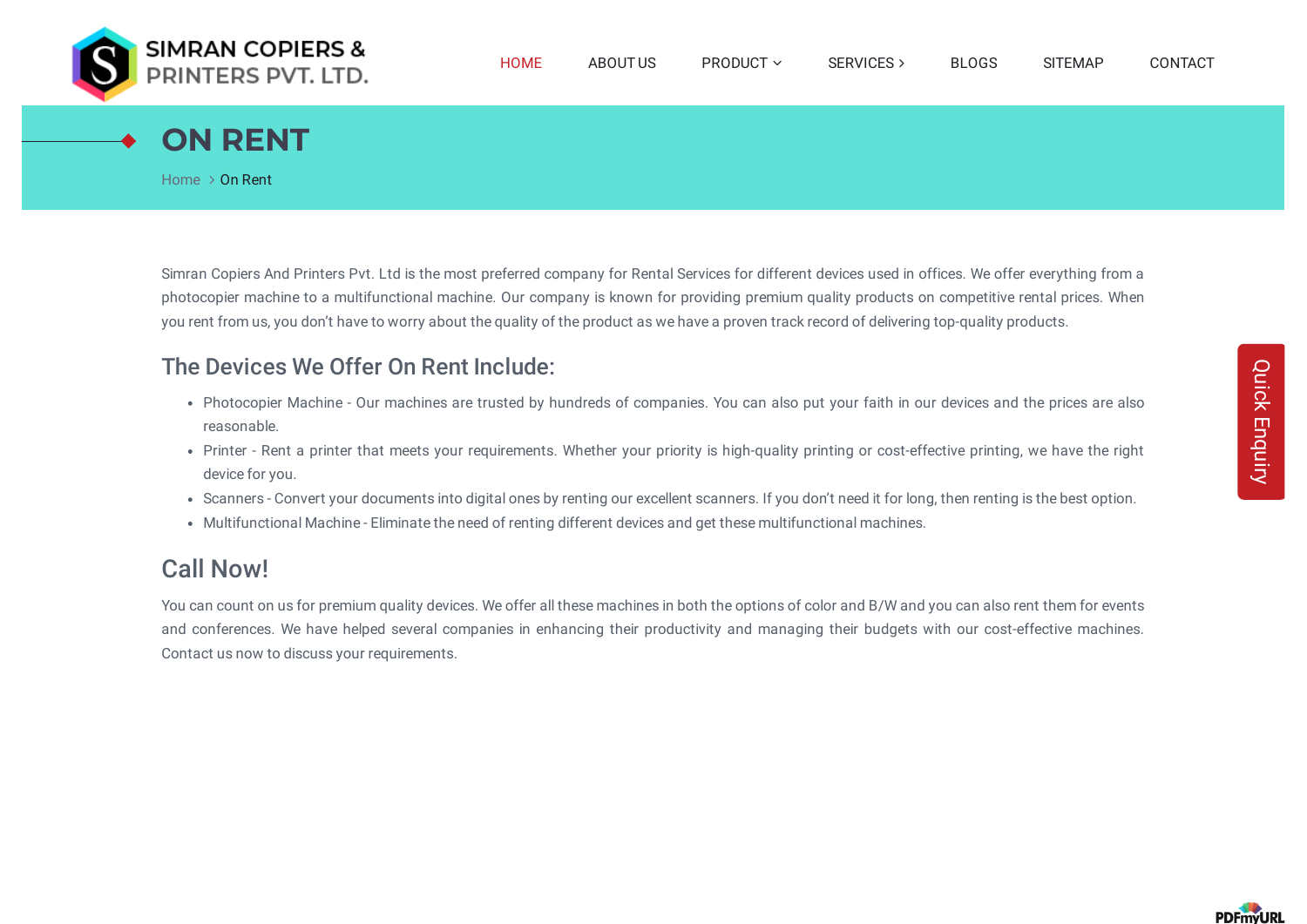SIMRAN COPIERS & PRINTERS PVT. LTD.

HOME | ABOUT US | PRODUCT | SERVICES | BLOGS | SITEMAP | CONTACT

# ON RENT

Home > On Rent

Simran Copiers And Printers Pvt. Ltd is the most preferred company for Rental Services for different devices used in offices. We offer everything from a photocopier machine to a multifunctional machine. Our company is known for providing premium quality products on competitive rental prices. When you rent from us, you don't have to worry about the quality of the product as we have a proven track record of delivering top-quality products.

## The Devices We Offer On Rent Include:

- Photocopier Machine - Our machines are trusted by hundreds of companies. You can also put your faith in our devices and the prices are also reasonable.
- Printer - Rent a printer that meets your requirements. Whether your priority is high-quality printing or cost-effective printing, we have the right device for you.
- Scanners - Convert your documents into digital ones by renting our excellent scanners. If you don't need it for long, then renting is the best option.
- Multifunctional Machine - Eliminate the need of renting different devices and get these multifunctional machines.

## Call Now!

You can count on us for premium quality devices. We offer all these machines in both the options of color and B/W and you can also rent them for events and conferences. We have helped several companies in enhancing their productivity and managing their budgets with our cost-effective machines. Contact us now to discuss your requirements.

Quick Enquiry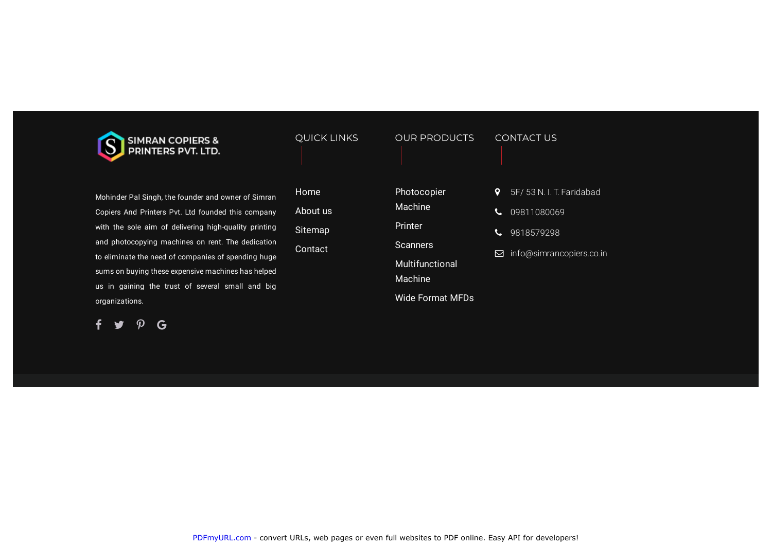SIMRAN COPIERS & PRINTERS PVT. LTD.

Mohinder Pal Singh, the founder and owner of Simran Copiers And Printers Pvt. Ltd founded this company with the sole aim of delivering high-quality printing and photocopying machines on rent. The dedication to eliminate the need of companies of spending huge sums on buying these expensive machines has helped us in gaining the trust of several small and big organizations.

## QUICK LINKS

- Home
- About us
- Sitemap
- Contact

## OUR PRODUCTS

- Photocopier Machine
- Printer
- Scanners
- Multifunctional Machine
- Wide Format MFDs

## CONTACT US

- 5F/ 53 N. I. T. Faridabad
- 09811080069
- 9818579298
- info@simrancopiers.co.in

PDFmyURL.com - convert URLs, web pages or even full websites to PDF online. Easy API for developers!